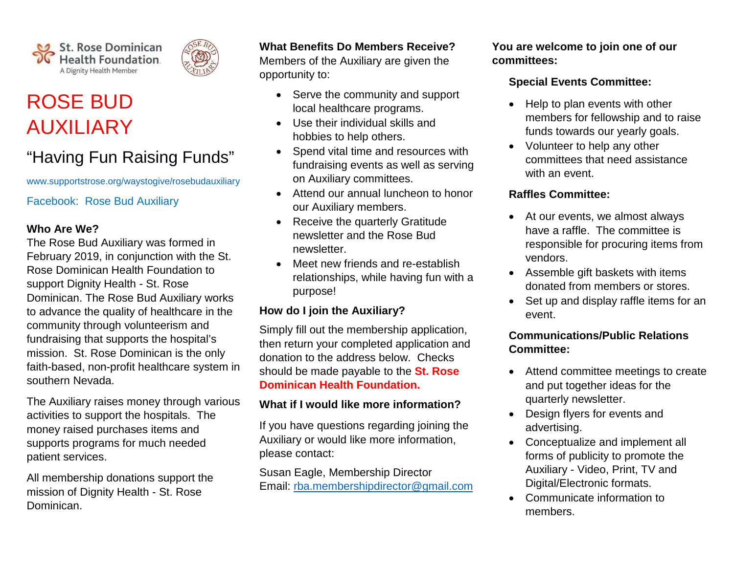St. Rose Dominican Health Foundation
A Dignity Health Member

# ROSE BUD AUXILIARY

## "Having Fun Raising Funds"

www.supportstrose.org/waystogive/rosebudauxiliary

Facebook: Rose Bud Auxiliary

**Who Are We?**
The Rose Bud Auxiliary was formed in February 2019, in conjunction with the St. Rose Dominican Health Foundation to support Dignity Health - St. Rose Dominican. The Rose Bud Auxiliary works to advance the quality of healthcare in the community through volunteerism and fundraising that supports the hospital's mission. St. Rose Dominican is the only faith-based, non-profit healthcare system in southern Nevada.

The Auxiliary raises money through various activities to support the hospitals. The money raised purchases items and supports programs for much needed patient services.

All membership donations support the mission of Dignity Health - St. Rose Dominican.

**What Benefits Do Members Receive?**
Members of the Auxiliary are given the opportunity to:

- Serve the community and support local healthcare programs.
- Use their individual skills and hobbies to help others.
- Spend vital time and resources with fundraising events as well as serving on Auxiliary committees.
- Attend our annual luncheon to honor our Auxiliary members.
- Receive the quarterly Gratitude newsletter and the Rose Bud newsletter.
- Meet new friends and re-establish relationships, while having fun with a purpose!

**How do I join the Auxiliary?**

Simply fill out the membership application, then return your completed application and donation to the address below. Checks should be made payable to the **St. Rose Dominican Health Foundation.**

**What if I would like more information?**

If you have questions regarding joining the Auxiliary or would like more information, please contact:

Susan Eagle, Membership Director
Email: rba.membershipdirector@gmail.com

**You are welcome to join one of our committees:**

**Special Events Committee:**

- Help to plan events with other members for fellowship and to raise funds towards our yearly goals.
- Volunteer to help any other committees that need assistance with an event.

**Raffles Committee:**

- At our events, we almost always have a raffle. The committee is responsible for procuring items from vendors.
- Assemble gift baskets with items donated from members or stores.
- Set up and display raffle items for an event.

**Communications/Public Relations Committee:**

- Attend committee meetings to create and put together ideas for the quarterly newsletter.
- Design flyers for events and advertising.
- Conceptualize and implement all forms of publicity to promote the Auxiliary - Video, Print, TV and Digital/Electronic formats.
- Communicate information to members.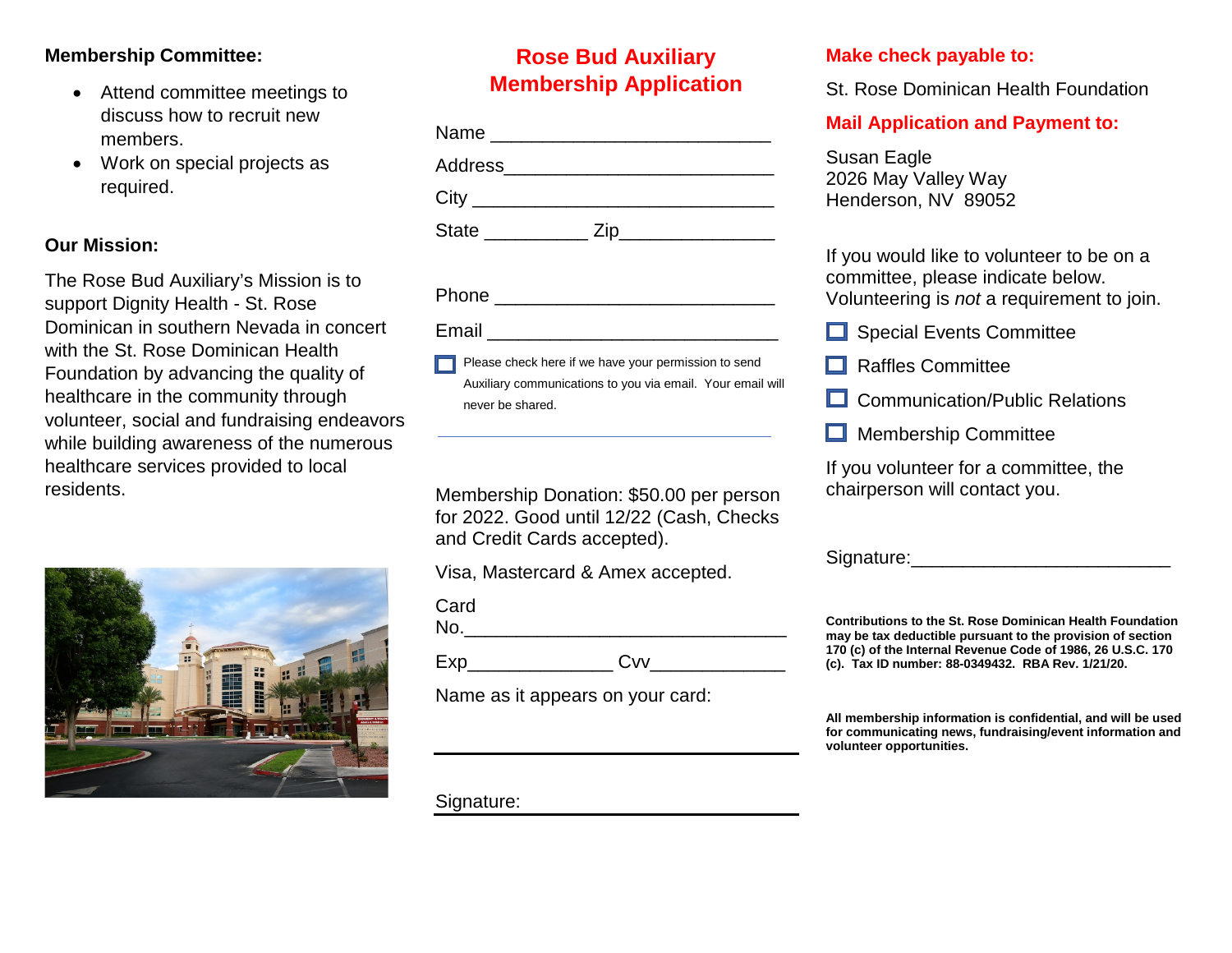**Membership Committee:**

- Attend committee meetings to discuss how to recruit new members.
- Work on special projects as required.

**Our Mission:**

The Rose Bud Auxiliary's Mission is to support Dignity Health - St. Rose Dominican in southern Nevada in concert with the St. Rose Dominican Health Foundation by advancing the quality of healthcare in the community through volunteer, social and fundraising endeavors while building awareness of the numerous healthcare services provided to local residents.

## Rose Bud Auxiliary Membership Application

Name ___________________________

Address__________________________

City ____________________________

State __________ Zip______________

Phone ___________________________

Email ____________________________

☐ Please check here if we have your permission to send Auxiliary communications to you via email. Your email will never be shared.

Membership Donation: $50.00 per person for 2022. Good until 12/22 (Cash, Checks and Credit Cards accepted).

Visa, Mastercard & Amex accepted.

Card No.________________________________

Exp______________ Cvv_____________

Name as it appears on your card:

Signature:

**Make check payable to:**

St. Rose Dominican Health Foundation

**Mail Application and Payment to:**

Susan Eagle
2026 May Valley Way
Henderson, NV 89052

If you would like to volunteer to be on a committee, please indicate below. Volunteering is *not* a requirement to join.

☐ Special Events Committee

☐ Raffles Committee

☐ Communication/Public Relations

☐ Membership Committee

If you volunteer for a committee, the chairperson will contact you.

Signature:_________________________

**Contributions to the St. Rose Dominican Health Foundation may be tax deductible pursuant to the provision of section 170 (c) of the Internal Revenue Code of 1986, 26 U.S.C. 170 (c). Tax ID number: 88-0349432. RBA Rev. 1/21/20.**

**All membership information is confidential, and will be used for communicating news, fundraising/event information and volunteer opportunities.**